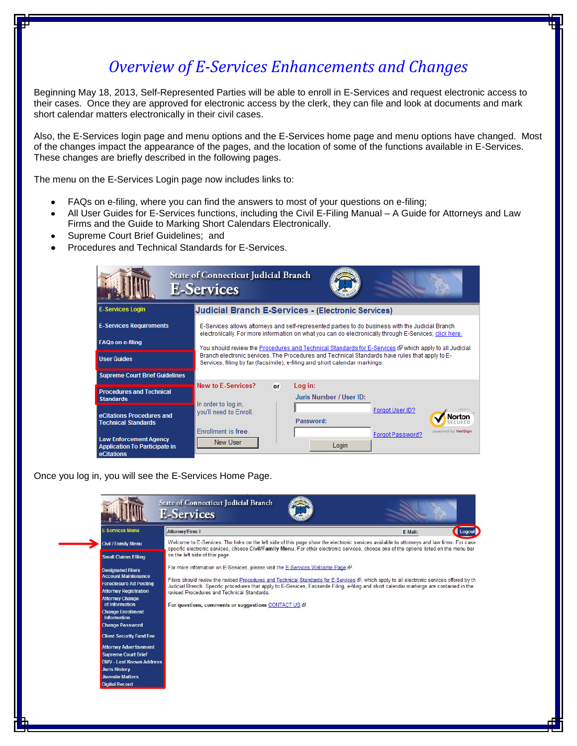# Overview of E-Services Enhancements and Changes

Beginning May 18, 2013, Self-Represented Parties will be able to enroll in E-Services and request electronic access to their cases. Once they are approved for electronic access by the clerk, they can file and look at documents and mark short calendar matters electronically in their civil cases.

Also, the E-Services login page and menu options and the E-Services home page and menu options have changed. Most of the changes impact the appearance of the pages, and the location of some of the functions available in E-Services. These changes are briefly described in the following pages.

The menu on the E-Services Login page now includes links to:

- FAQs on e-filing, where you can find the answers to most of your questions on e-filing;
- All User Guides for E-Services functions, including the Civil E-Filing Manual – A Guide for Attorneys and Law Firms and the Guide to Marking Short Calendars Electronically.
- Supreme Court Brief Guidelines; and
- Procedures and Technical Standards for E-Services.

Once you log in, you will see the E-Services Home Page.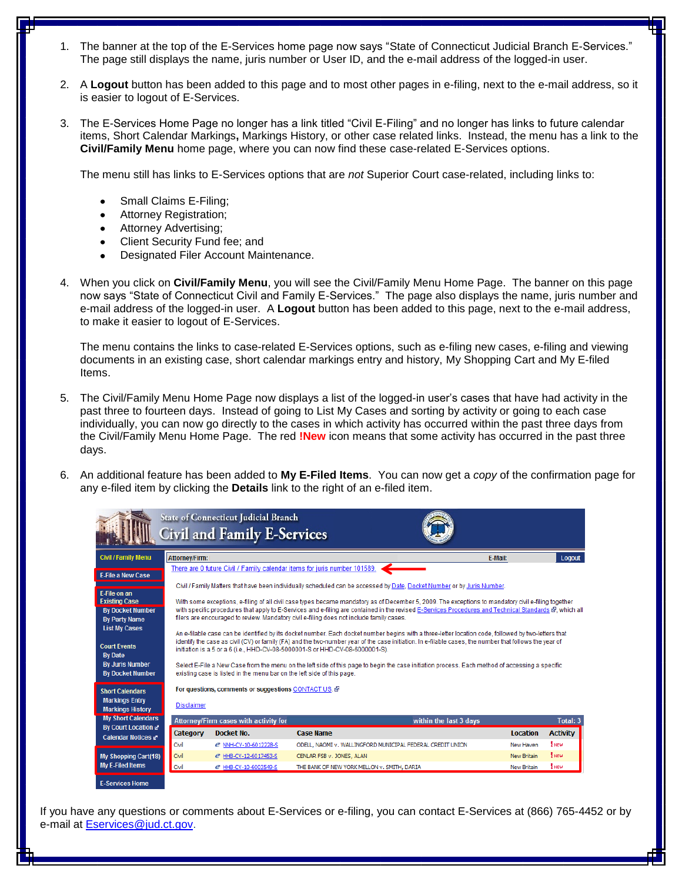1. The banner at the top of the E-Services home page now says "State of Connecticut Judicial Branch E-Services." The page still displays the name, juris number or User ID, and the e-mail address of the logged-in user.

2. A **Logout** button has been added to this page and to most other pages in e-filing, next to the e-mail address, so it is easier to logout of E-Services.

3. The E-Services Home Page no longer has a link titled "Civil E-Filing" and no longer has links to future calendar items, Short Calendar Markings**,** Markings History, or other case related links. Instead, the menu has a link to the **Civil/Family Menu** home page, where you can now find these case-related E-Services options.

   The menu still has links to E-Services options that are *not* Superior Court case-related, including links to:

   - Small Claims E-Filing;
   - Attorney Registration;
   - Attorney Advertising;
   - Client Security Fund fee; and
   - Designated Filer Account Maintenance.

4. When you click on **Civil/Family Menu**, you will see the Civil/Family Menu Home Page. The banner on this page now says "State of Connecticut Civil and Family E-Services." The page also displays the name, juris number and e-mail address of the logged-in user. A **Logout** button has been added to this page, next to the e-mail address, to make it easier to logout of E-Services.

   The menu contains the links to case-related E-Services options, such as e-filing new cases, e-filing and viewing documents in an existing case, short calendar markings entry and history, My Shopping Cart and My E-filed Items.

5. The Civil/Family Menu Home Page now displays a list of the logged-in user's cases that have had activity in the past three to fourteen days. Instead of going to List My Cases and sorting by activity or going to each case individually, you can now go directly to the cases in which activity has occurred within the past three days from the Civil/Family Menu Home Page. The red **!New** icon means that some activity has occurred in the past three days.

6. An additional feature has been added to **My E-Filed Items**. You can now get a *copy* of the confirmation page for any e-filed item by clicking the **Details** link to the right of an e-filed item.

State of Connecticut Judicial Branch
Civil and Family E-Services

Civil / Family Menu
E-File a New Case
E-File on an Existing Case
By Docket Number
By Party Name
List My Cases
Court Events
By Date
By Juris Number
By Docket Number
Short Calendars
Markings Entry
Markings History
My Short Calendars
By Court Location
Calendar Notices
My Shopping Cart(18)
My E-Filed Items
E-Services Home

Attorney/Firm: E-Mail: Logout

There are 0 future Civil / Family calendar items for juris number 101589.

Civil / Family Matters that have been individually scheduled can be accessed by Date, Docket Number or by Juris Number.

With some exceptions, e-filing of all civil case types became mandatory as of December 5, 2009. The exceptions to mandatory civil e-filing together with specific procedures that apply to E-Services and e-filing are contained in the revised E-Services Procedures and Technical Standards, which all filers are encouraged to review. Mandatory civil e-filing does not include family cases.

An e-filable case can be identified by its docket number. Each docket number begins with a three-letter location code, followed by two-letters that identify the case as civil (CV) or family (FA) and the two-number year of the case initiation. In e-filable cases, the number that follows the year of initiation is a 5 or a 6 (i.e., HHD-CV-08-5000001-S or HHD-CV-08-6000001-S).

Select E-File a New Case from the menu on the left side of this page to begin the case initiation process. Each method of accessing a specific existing case is listed in the menu bar on the left side of this page.

For questions, comments or suggestions CONTACT US

Disclaimer

Attorney/Firm cases with activity for within the last 3 days Total: 3

| Category | Docket No. | Case Name | Location | Activity |
|---|---|---|---|---|
| Civil | NNH-CV-10-6012228-S | ODELL, NAOMI v. WALLINGFORD MUNICIPAL FEDERAL CREDIT UNION | New Haven | !NEW |
| Civil | HHB-CV-12-6017453-S | CENLAR FSB v. JONES, ALAN | New Britain | !NEW |
| Civil | HHB-CV-10-6003549-S | THE BANK OF NEW YORK MELLON v. SMITH, DARIA | New Britain | !NEW |

If you have any questions or comments about E-Services or e-filing, you can contact E-Services at (866) 765-4452 or by e-mail at Eservices@jud.ct.gov.